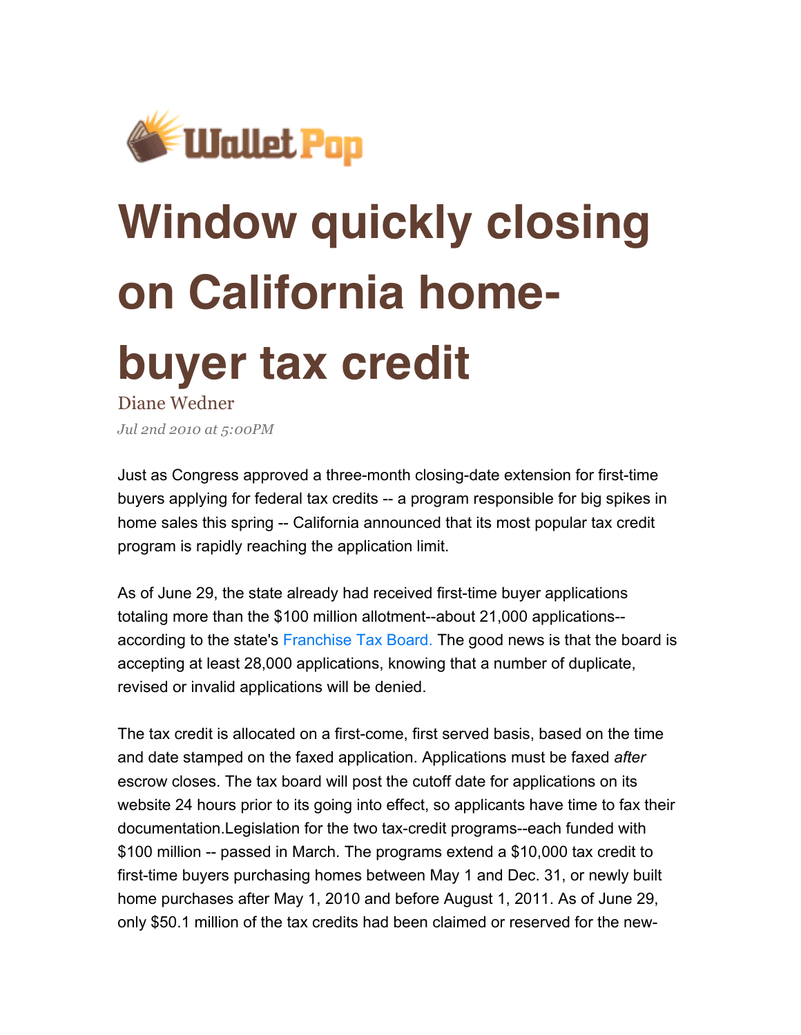WalletPop

# Window quickly closing on California home-buyer tax credit

Diane Wedner

*Jul 2nd 2010 at 5:00PM*

Just as Congress approved a three-month closing-date extension for first-time buyers applying for federal tax credits -- a program responsible for big spikes in home sales this spring -- California announced that its most popular tax credit program is rapidly reaching the application limit.

As of June 29, the state already had received first-time buyer applications totaling more than the $100 million allotment--about 21,000 applications--according to the state's Franchise Tax Board. The good news is that the board is accepting at least 28,000 applications, knowing that a number of duplicate, revised or invalid applications will be denied.

The tax credit is allocated on a first-come, first served basis, based on the time and date stamped on the faxed application. Applications must be faxed *after* escrow closes. The tax board will post the cutoff date for applications on its website 24 hours prior to its going into effect, so applicants have time to fax their documentation.Legislation for the two tax-credit programs--each funded with $100 million -- passed in March. The programs extend a $10,000 tax credit to first-time buyers purchasing homes between May 1 and Dec. 31, or newly built home purchases after May 1, 2010 and before August 1, 2011. As of June 29, only $50.1 million of the tax credits had been claimed or reserved for the new-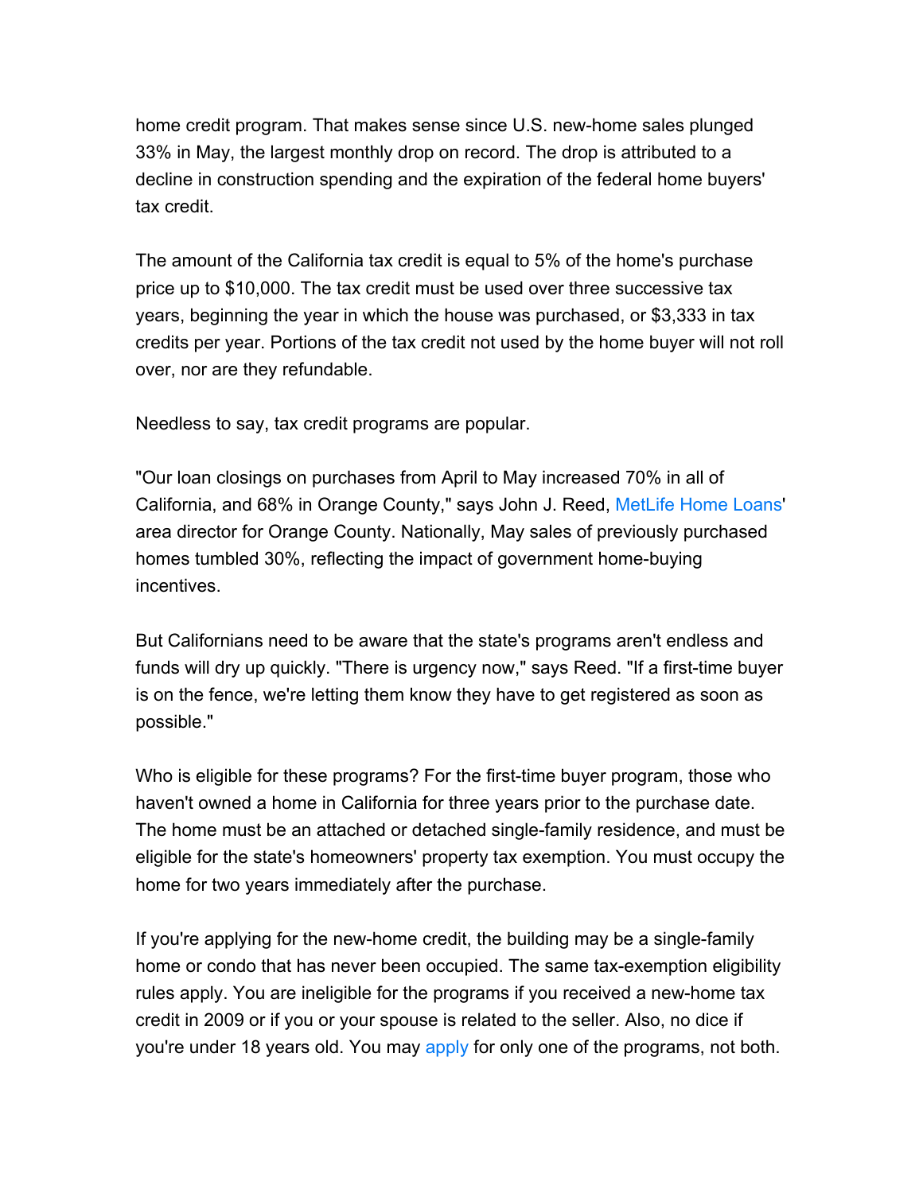home credit program. That makes sense since U.S. new-home sales plunged 33% in May, the largest monthly drop on record. The drop is attributed to a decline in construction spending and the expiration of the federal home buyers' tax credit.

The amount of the California tax credit is equal to 5% of the home's purchase price up to $10,000. The tax credit must be used over three successive tax years, beginning the year in which the house was purchased, or $3,333 in tax credits per year. Portions of the tax credit not used by the home buyer will not roll over, nor are they refundable.

Needless to say, tax credit programs are popular.

"Our loan closings on purchases from April to May increased 70% in all of California, and 68% in Orange County," says John J. Reed, MetLife Home Loans' area director for Orange County. Nationally, May sales of previously purchased homes tumbled 30%, reflecting the impact of government home-buying incentives.

But Californians need to be aware that the state's programs aren't endless and funds will dry up quickly. "There is urgency now," says Reed. "If a first-time buyer is on the fence, we're letting them know they have to get registered as soon as possible."

Who is eligible for these programs? For the first-time buyer program, those who haven't owned a home in California for three years prior to the purchase date. The home must be an attached or detached single-family residence, and must be eligible for the state's homeowners' property tax exemption. You must occupy the home for two years immediately after the purchase.

If you're applying for the new-home credit, the building may be a single-family home or condo that has never been occupied. The same tax-exemption eligibility rules apply. You are ineligible for the programs if you received a new-home tax credit in 2009 or if you or your spouse is related to the seller. Also, no dice if you're under 18 years old. You may apply for only one of the programs, not both.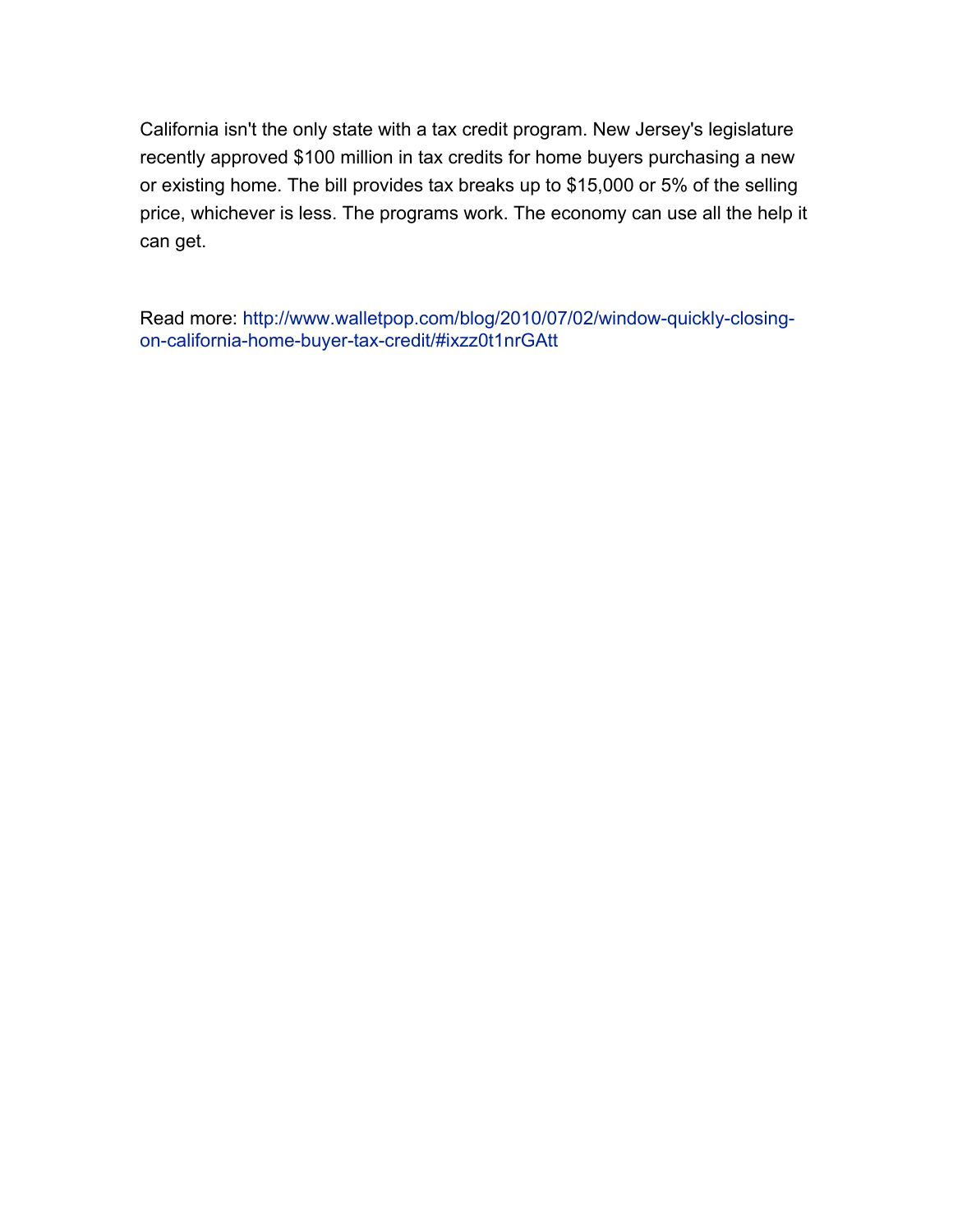California isn't the only state with a tax credit program. New Jersey's legislature recently approved $100 million in tax credits for home buyers purchasing a new or existing home. The bill provides tax breaks up to $15,000 or 5% of the selling price, whichever is less. The programs work. The economy can use all the help it can get.

Read more: http://www.walletpop.com/blog/2010/07/02/window-quickly-closing-on-california-home-buyer-tax-credit/#ixzz0t1nrGAtt